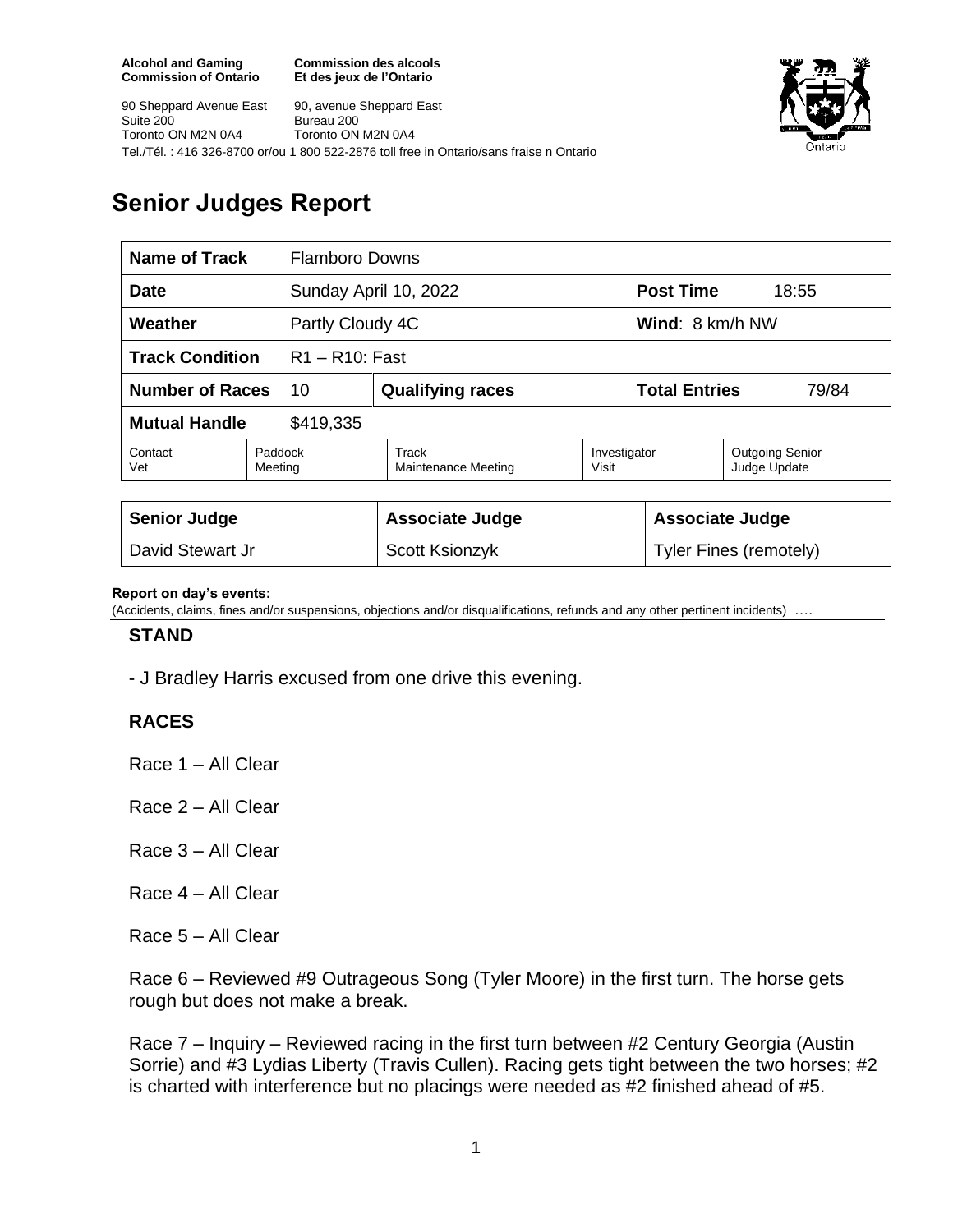**Alcohol and Gaming Commission of Ontario**
**Commission des alcools Et des jeux de l'Ontario**

90 Sheppard Avenue East
Suite 200
Toronto ON M2N 0A4

90, avenue Sheppard East
Bureau 200
Toronto ON M2N 0A4

Tel./Tél. : 416 326-8700 or/ou 1 800 522-2876 toll free in Ontario/sans fraise n Ontario

# Senior Judges Report

| **Name of Track** | Flamboro Downs | | | | |
|---|---|---|---|---|---|
| **Date** | Sunday April 10, 2022 | | | **Post Time** | 18:55 |
| **Weather** | Partly Cloudy 4C | | | **Wind**: 8 km/h NW | |
| **Track Condition** | R1 – R10: Fast | | | | |
| **Number of Races** | 10 | **Qualifying races** | | **Total Entries** | 79/84 |
| **Mutual Handle** | $419,335 | | | | |
| Contact Vet | Paddock Meeting | Track Maintenance Meeting | Investigator Visit | Outgoing Senior Judge Update | |

| **Senior Judge** | **Associate Judge** | **Associate Judge** |
|---|---|---|
| David Stewart Jr | Scott Ksionzyk | Tyler Fines (remotely) |

**Report on day's events:**
(Accidents, claims, fines and/or suspensions, objections and/or disqualifications, refunds and any other pertinent incidents) ….

### STAND

- J Bradley Harris excused from one drive this evening.

### RACES

Race 1 – All Clear

Race 2 – All Clear

Race 3 – All Clear

Race 4 – All Clear

Race 5 – All Clear

Race 6 – Reviewed #9 Outrageous Song (Tyler Moore) in the first turn. The horse gets rough but does not make a break.

Race 7 – Inquiry – Reviewed racing in the first turn between #2 Century Georgia (Austin Sorrie) and #3 Lydias Liberty (Travis Cullen). Racing gets tight between the two horses; #2 is charted with interference but no placings were needed as #2 finished ahead of #5.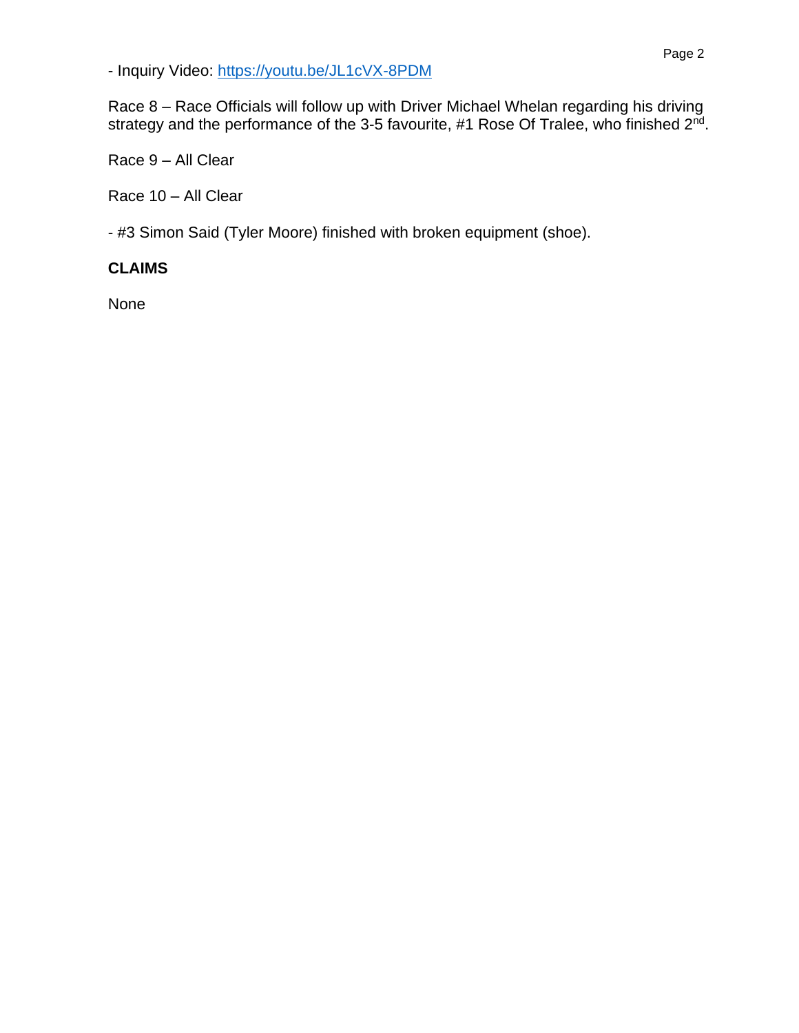- Inquiry Video: https://youtu.be/JL1cVX-8PDM

Race 8 – Race Officials will follow up with Driver Michael Whelan regarding his driving strategy and the performance of the 3-5 favourite, #1 Rose Of Tralee, who finished 2nd.

Race 9 – All Clear

Race 10 – All Clear

- #3 Simon Said (Tyler Moore) finished with broken equipment (shoe).

**CLAIMS**

None